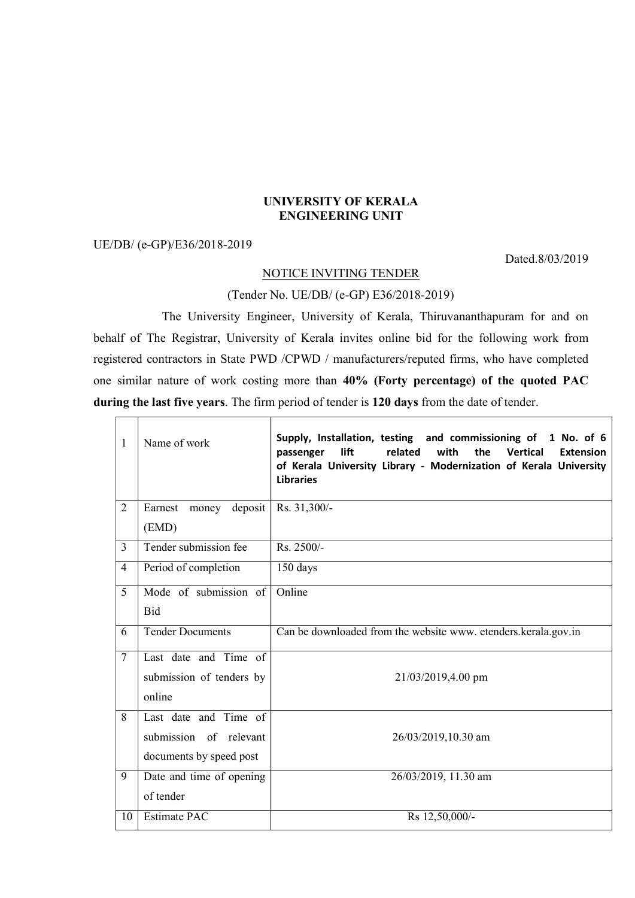**UNIVERSITY OF KERALA**
**ENGINEERING UNIT**

UE/DB/ (e-GP)/E36/2018-2019

Dated.8/03/2019

<u>NOTICE INVITING TENDER</u>

(Tender No. UE/DB/ (e-GP) E36/2018-2019)

The University Engineer, University of Kerala, Thiruvananthapuram for and on behalf of The Registrar, University of Kerala invites online bid for the following work from registered contractors in State PWD /CPWD / manufacturers/reputed firms, who have completed one similar nature of work costing more than **40% (Forty percentage) of the quoted PAC during the last five years**. The firm period of tender is **120 days** from the date of tender.

| | | |
|---|---|---|
| 1 | Name of work | **Supply, Installation, testing and commissioning of 1 No. of 6 passenger lift related with the Vertical Extension of Kerala University Library - Modernization of Kerala University Libraries** |
| 2 | Earnest money deposit (EMD) | Rs. 31,300/- |
| 3 | Tender submission fee | Rs. 2500/- |
| 4 | Period of completion | 150 days |
| 5 | Mode of submission of Bid | Online |
| 6 | Tender Documents | Can be downloaded from the website www. etenders.kerala.gov.in |
| 7 | Last date and Time of submission of tenders by online | 21/03/2019,4.00 pm |
| 8 | Last date and Time of submission of relevant documents by speed post | 26/03/2019,10.30 am |
| 9 | Date and time of opening of tender | 26/03/2019, 11.30 am |
| 10 | Estimate PAC | Rs 12,50,000/- |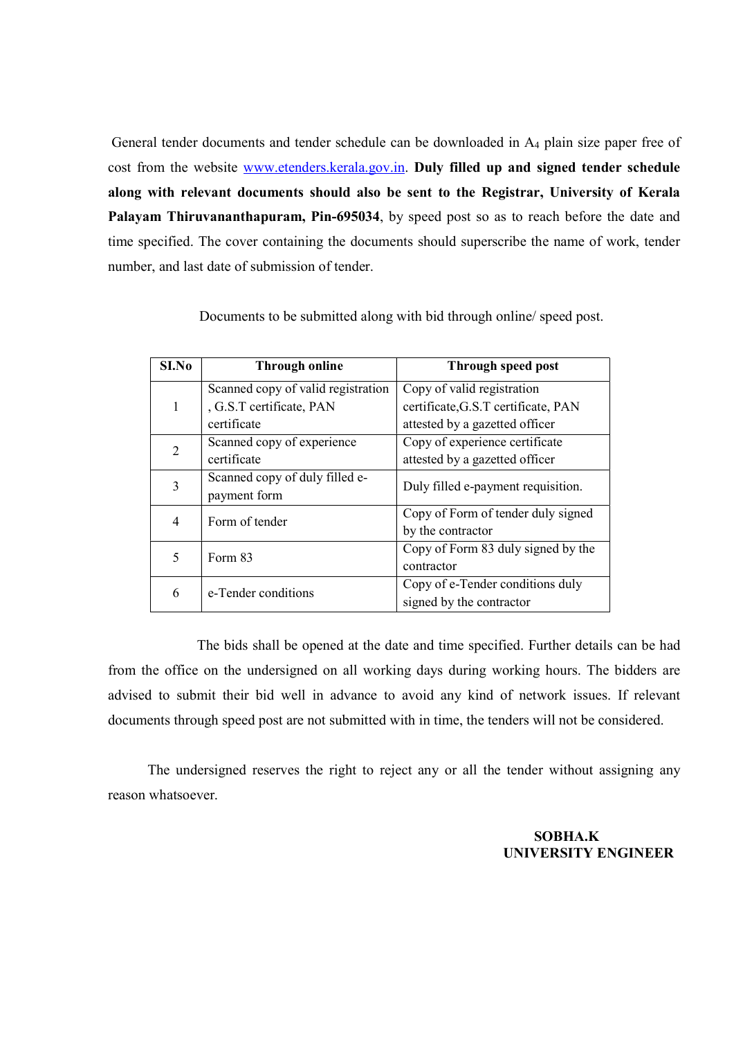General tender documents and tender schedule can be downloaded in $A_4$ plain size paper free of cost from the website [www.etenders.kerala.gov.in](http://www.etenders.kerala.gov.in). **Duly filled up and signed tender schedule along with relevant documents should also be sent to the Registrar, University of Kerala Palayam Thiruvananthapuram, Pin-695034**, by speed post so as to reach before the date and time specified. The cover containing the documents should superscribe the name of work, tender number, and last date of submission of tender.

Documents to be submitted along with bid through online/ speed post.

| SI.No | Through online | Through speed post |
|---|---|---|
| 1 | Scanned copy of valid registration , G.S.T certificate, PAN certificate | Copy of valid registration certificate,G.S.T certificate, PAN attested by a gazetted officer |
| 2 | Scanned copy of experience certificate | Copy of experience certificate attested by a gazetted officer |
| 3 | Scanned copy of duly filled e-payment form | Duly filled e-payment requisition. |
| 4 | Form of tender | Copy of Form of tender duly signed by the contractor |
| 5 | Form 83 | Copy of Form 83 duly signed by the contractor |
| 6 | e-Tender conditions | Copy of e-Tender conditions duly signed by the contractor |

The bids shall be opened at the date and time specified. Further details can be had from the office on the undersigned on all working days during working hours. The bidders are advised to submit their bid well in advance to avoid any kind of network issues. If relevant documents through speed post are not submitted with in time, the tenders will not be considered.

The undersigned reserves the right to reject any or all the tender without assigning any reason whatsoever.

**SOBHA.K**
**UNIVERSITY ENGINEER**